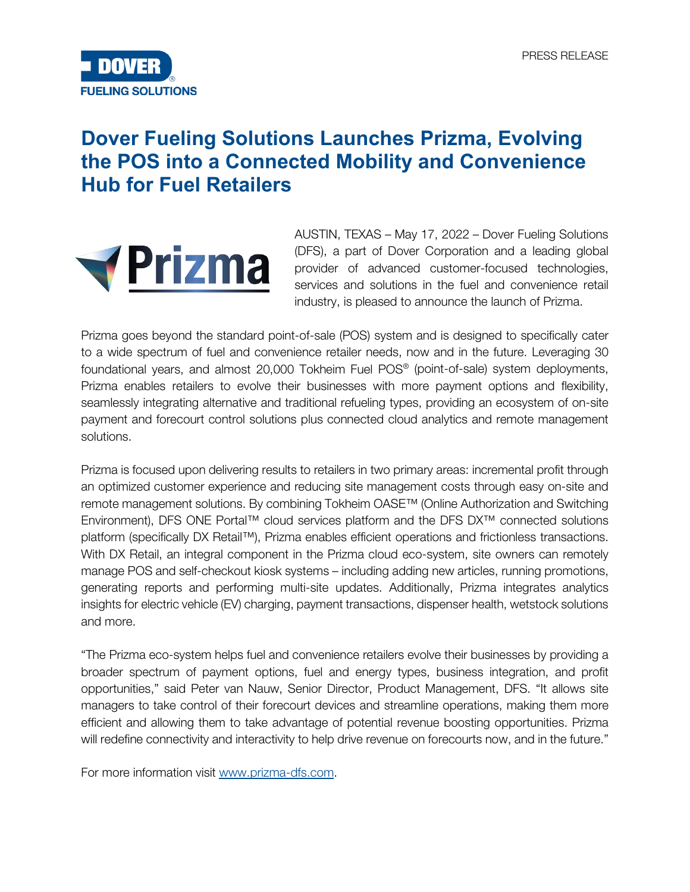PRESS RELEASE

# Dover Fueling Solutions Launches Prizma, Evolving the POS into a Connected Mobility and Convenience Hub for Fuel Retailers

AUSTIN, TEXAS – May 17, 2022 – Dover Fueling Solutions (DFS), a part of Dover Corporation and a leading global provider of advanced customer-focused technologies, services and solutions in the fuel and convenience retail industry, is pleased to announce the launch of Prizma.

Prizma goes beyond the standard point-of-sale (POS) system and is designed to specifically cater to a wide spectrum of fuel and convenience retailer needs, now and in the future. Leveraging 30 foundational years, and almost 20,000 Tokheim Fuel POS® (point-of-sale) system deployments, Prizma enables retailers to evolve their businesses with more payment options and flexibility, seamlessly integrating alternative and traditional refueling types, providing an ecosystem of on-site payment and forecourt control solutions plus connected cloud analytics and remote management solutions.

Prizma is focused upon delivering results to retailers in two primary areas: incremental profit through an optimized customer experience and reducing site management costs through easy on-site and remote management solutions. By combining Tokheim OASE™ (Online Authorization and Switching Environment), DFS ONE Portal™ cloud services platform and the DFS DX™ connected solutions platform (specifically DX Retail™), Prizma enables efficient operations and frictionless transactions. With DX Retail, an integral component in the Prizma cloud eco-system, site owners can remotely manage POS and self-checkout kiosk systems – including adding new articles, running promotions, generating reports and performing multi-site updates. Additionally, Prizma integrates analytics insights for electric vehicle (EV) charging, payment transactions, dispenser health, wetstock solutions and more.

"The Prizma eco-system helps fuel and convenience retailers evolve their businesses by providing a broader spectrum of payment options, fuel and energy types, business integration, and profit opportunities," said Peter van Nauw, Senior Director, Product Management, DFS. "It allows site managers to take control of their forecourt devices and streamline operations, making them more efficient and allowing them to take advantage of potential revenue boosting opportunities. Prizma will redefine connectivity and interactivity to help drive revenue on forecourts now, and in the future."

For more information visit www.prizma-dfs.com.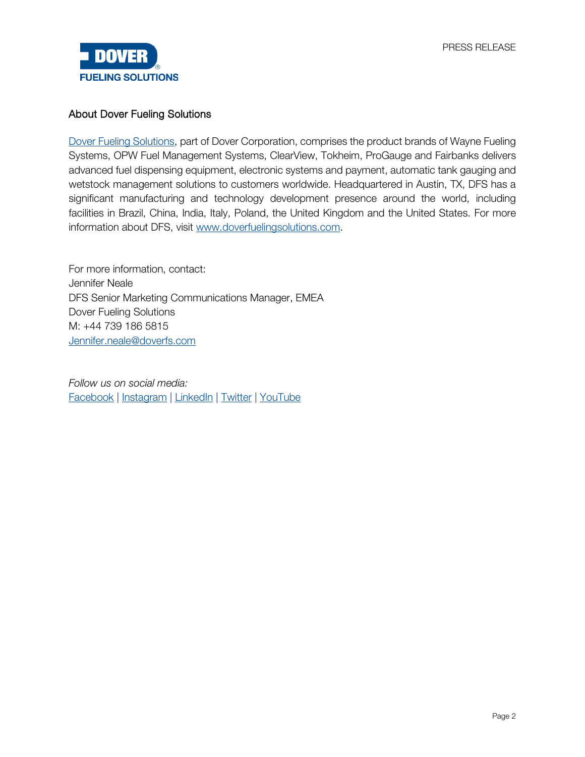## About Dover Fueling Solutions

Dover Fueling Solutions, part of Dover Corporation, comprises the product brands of Wayne Fueling Systems, OPW Fuel Management Systems, ClearView, Tokheim, ProGauge and Fairbanks delivers advanced fuel dispensing equipment, electronic systems and payment, automatic tank gauging and wetstock management solutions to customers worldwide. Headquartered in Austin, TX, DFS has a significant manufacturing and technology development presence around the world, including facilities in Brazil, China, India, Italy, Poland, the United Kingdom and the United States. For more information about DFS, visit www.doverfuelingsolutions.com.

For more information, contact:
Jennifer Neale
DFS Senior Marketing Communications Manager, EMEA
Dover Fueling Solutions
M: +44 739 186 5815
Jennifer.neale@doverfs.com

*Follow us on social media:*
Facebook | Instagram | LinkedIn | Twitter | YouTube